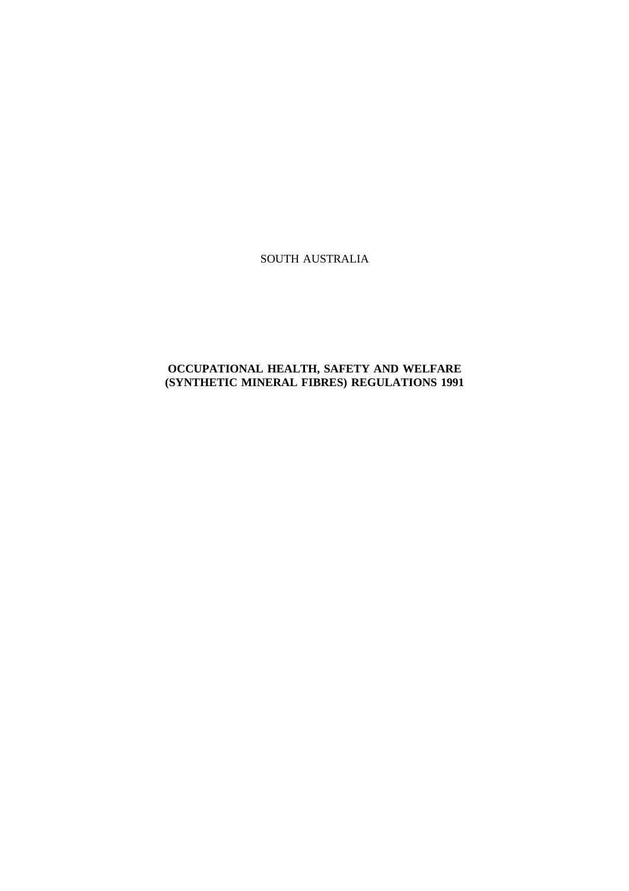SOUTH AUSTRALIA

# OCCUPATIONAL HEALTH, SAFETY AND WELFARE (SYNTHETIC MINERAL FIBRES) REGULATIONS 1991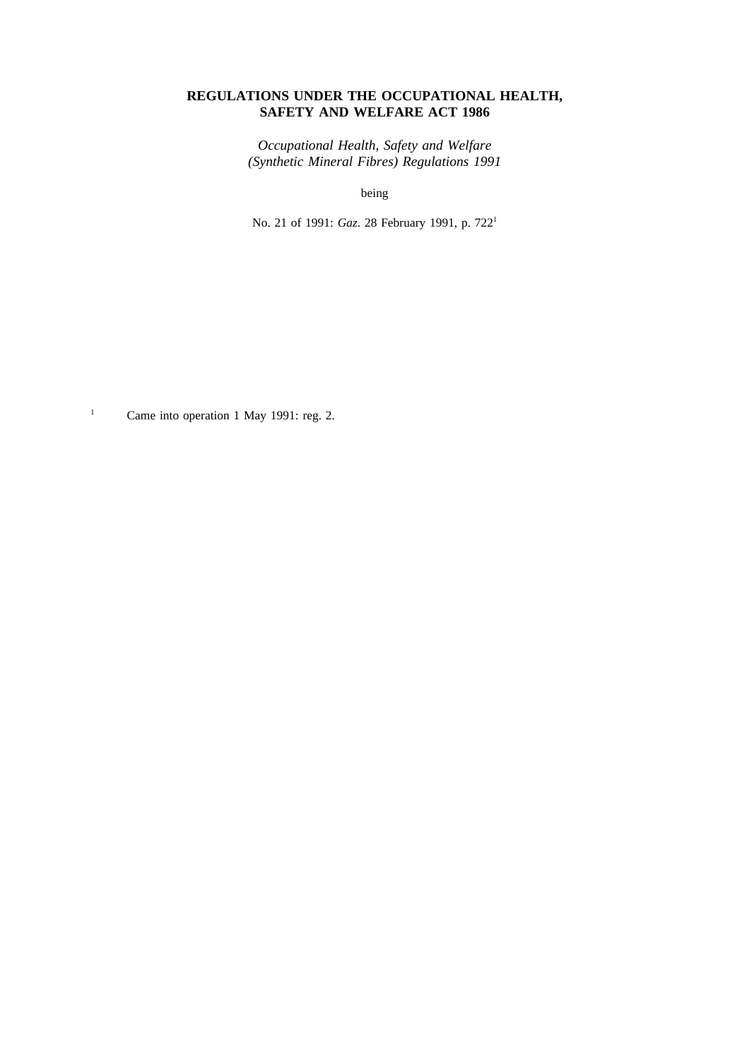**REGULATIONS UNDER THE OCCUPATIONAL HEALTH, SAFETY AND WELFARE ACT 1986**

*Occupational Health, Safety and Welfare (Synthetic Mineral Fibres) Regulations 1991*

being

No. 21 of 1991: *Gaz.* 28 February 1991, p. 722[1]

[1] Came into operation 1 May 1991: reg. 2.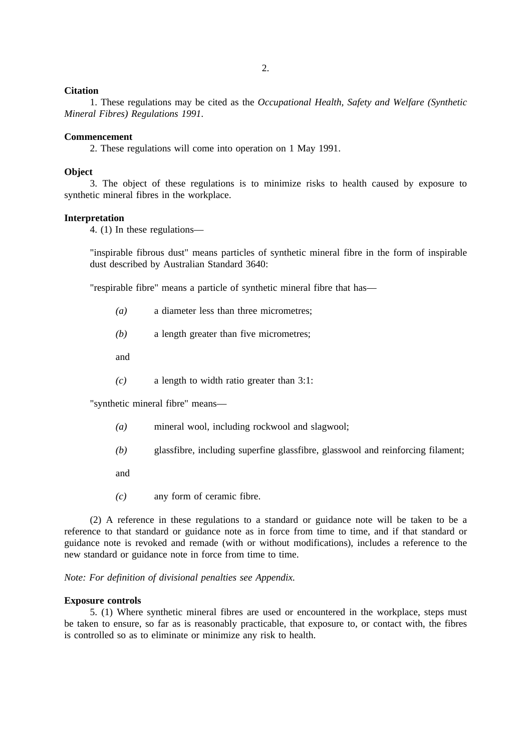**Citation**

1. These regulations may be cited as the *Occupational Health, Safety and Welfare (Synthetic Mineral Fibres) Regulations 1991*.

**Commencement**

2. These regulations will come into operation on 1 May 1991.

**Object**

3. The object of these regulations is to minimize risks to health caused by exposure to synthetic mineral fibres in the workplace.

**Interpretation**

4. (1) In these regulations—

"inspirable fibrous dust" means particles of synthetic mineral fibre in the form of inspirable dust described by Australian Standard 3640:

"respirable fibre" means a particle of synthetic mineral fibre that has—

*(a)* a diameter less than three micrometres;

*(b)* a length greater than five micrometres;

and

*(c)* a length to width ratio greater than 3:1:

"synthetic mineral fibre" means—

*(a)* mineral wool, including rockwool and slagwool;

*(b)* glassfibre, including superfine glassfibre, glasswool and reinforcing filament;

and

*(c)* any form of ceramic fibre.

(2) A reference in these regulations to a standard or guidance note will be taken to be a reference to that standard or guidance note as in force from time to time, and if that standard or guidance note is revoked and remade (with or without modifications), includes a reference to the new standard or guidance note in force from time to time.

*Note: For definition of divisional penalties see Appendix.*

**Exposure controls**

5. (1) Where synthetic mineral fibres are used or encountered in the workplace, steps must be taken to ensure, so far as is reasonably practicable, that exposure to, or contact with, the fibres is controlled so as to eliminate or minimize any risk to health.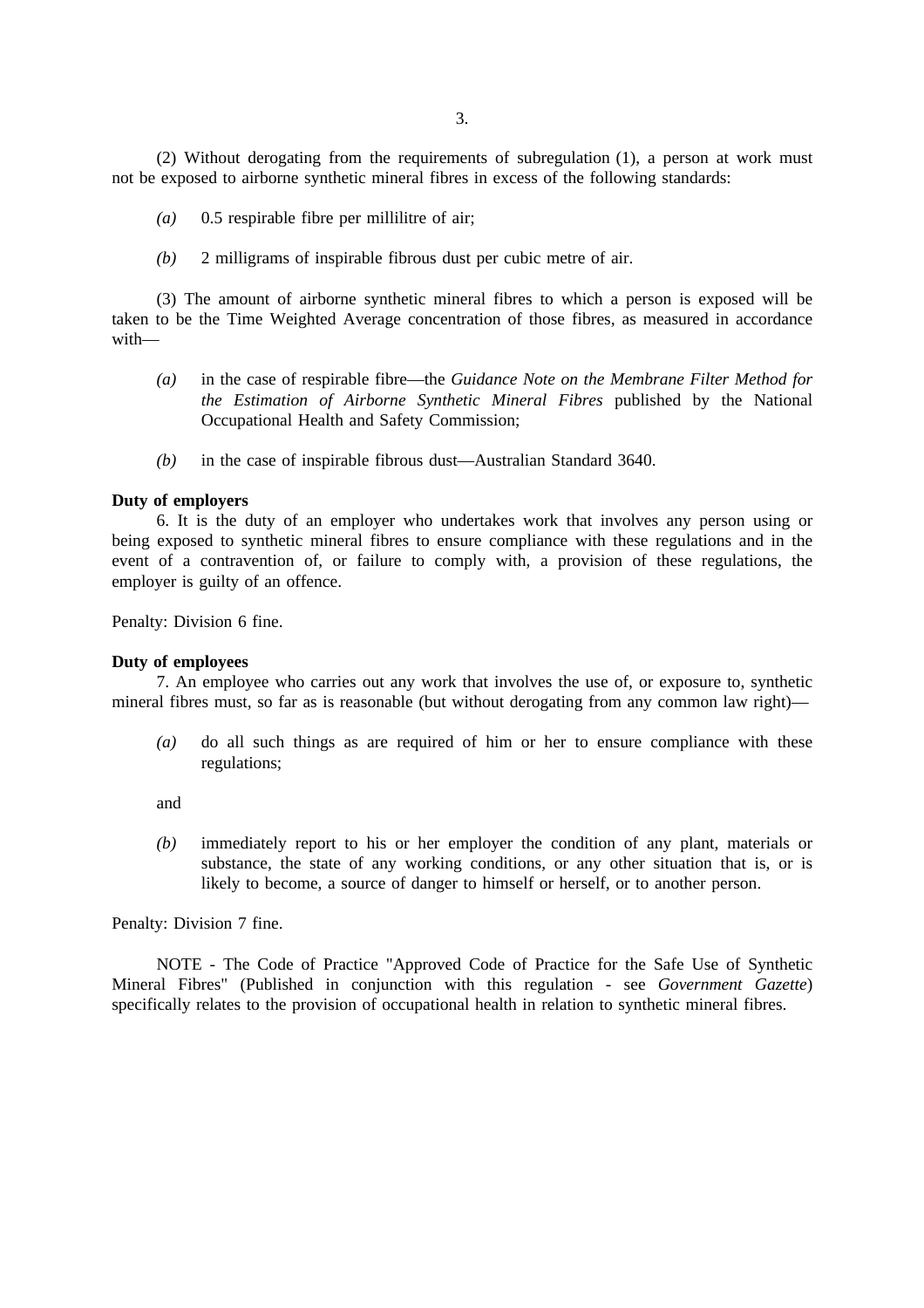(2) Without derogating from the requirements of subregulation (1), a person at work must not be exposed to airborne synthetic mineral fibres in excess of the following standards:

*(a)* 0.5 respirable fibre per millilitre of air;

*(b)* 2 milligrams of inspirable fibrous dust per cubic metre of air.

(3) The amount of airborne synthetic mineral fibres to which a person is exposed will be taken to be the Time Weighted Average concentration of those fibres, as measured in accordance with—

*(a)* in the case of respirable fibre—the *Guidance Note on the Membrane Filter Method for the Estimation of Airborne Synthetic Mineral Fibres* published by the National Occupational Health and Safety Commission;

*(b)* in the case of inspirable fibrous dust—Australian Standard 3640.

**Duty of employers**

6. It is the duty of an employer who undertakes work that involves any person using or being exposed to synthetic mineral fibres to ensure compliance with these regulations and in the event of a contravention of, or failure to comply with, a provision of these regulations, the employer is guilty of an offence.

Penalty: Division 6 fine.

**Duty of employees**

7. An employee who carries out any work that involves the use of, or exposure to, synthetic mineral fibres must, so far as is reasonable (but without derogating from any common law right)—

*(a)* do all such things as are required of him or her to ensure compliance with these regulations;

and

*(b)* immediately report to his or her employer the condition of any plant, materials or substance, the state of any working conditions, or any other situation that is, or is likely to become, a source of danger to himself or herself, or to another person.

Penalty: Division 7 fine.

NOTE - The Code of Practice "Approved Code of Practice for the Safe Use of Synthetic Mineral Fibres" (Published in conjunction with this regulation - see *Government Gazette*) specifically relates to the provision of occupational health in relation to synthetic mineral fibres.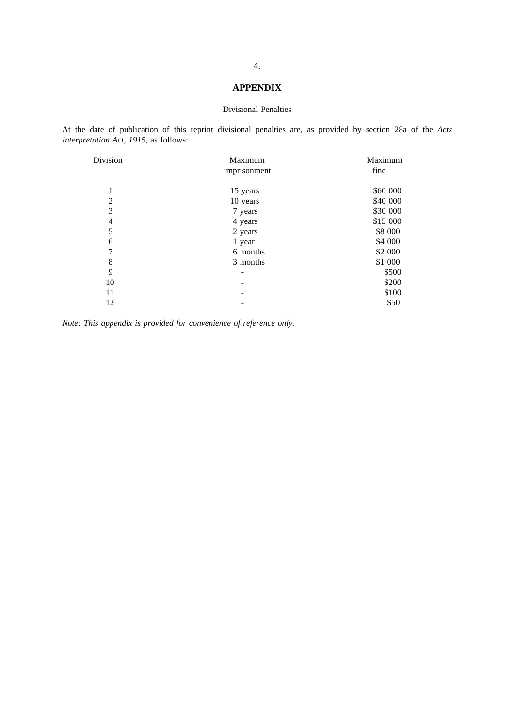## APPENDIX

Divisional Penalties

At the date of publication of this reprint divisional penalties are, as provided by section 28a of the *Acts Interpretation Act, 1915*, as follows:

| Division | Maximum imprisonment | Maximum fine |
|---|---|---|
| 1 | 15 years | $60 000 |
| 2 | 10 years | $40 000 |
| 3 | 7 years | $30 000 |
| 4 | 4 years | $15 000 |
| 5 | 2 years | $8 000 |
| 6 | 1 year | $4 000 |
| 7 | 6 months | $2 000 |
| 8 | 3 months | $1 000 |
| 9 | - | $500 |
| 10 | - | $200 |
| 11 | - | $100 |
| 12 | - | $50 |

*Note: This appendix is provided for convenience of reference only.*